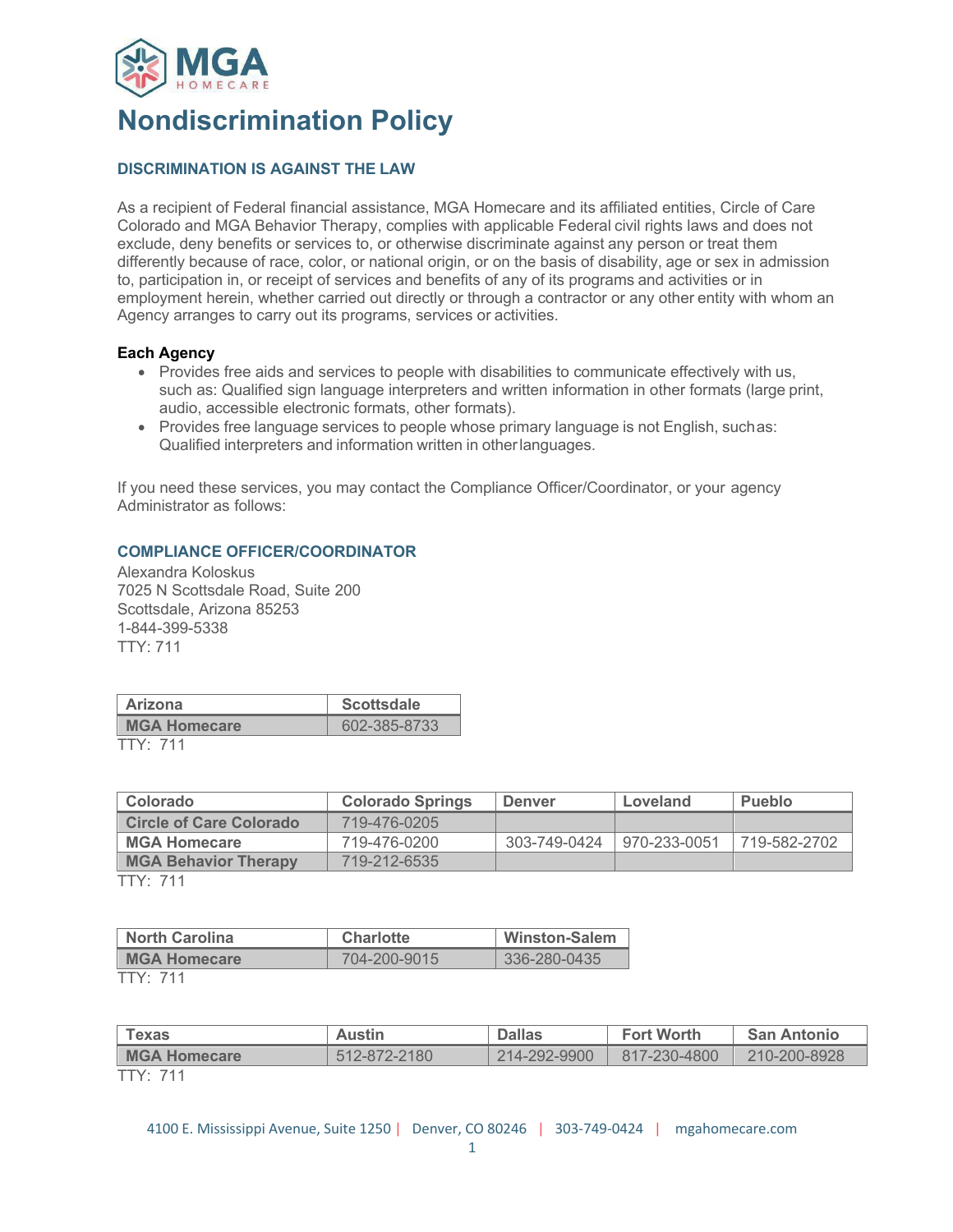MGA HOMECARE

# Nondiscrimination Policy

### DISCRIMINATION IS AGAINST THE LAW

As a recipient of Federal financial assistance, MGA Homecare and its affiliated entities, Circle of Care Colorado and MGA Behavior Therapy, complies with applicable Federal civil rights laws and does not exclude, deny benefits or services to, or otherwise discriminate against any person or treat them differently because of race, color, or national origin, or on the basis of disability, age or sex in admission to, participation in, or receipt of services and benefits of any of its programs and activities or in employment herein, whether carried out directly or through a contractor or any other entity with whom an Agency arranges to carry out its programs, services or activities.

**Each Agency**

- Provides free aids and services to people with disabilities to communicate effectively with us, such as: Qualified sign language interpreters and written information in other formats (large print, audio, accessible electronic formats, other formats).
- Provides free language services to people whose primary language is not English, such as: Qualified interpreters and information written in other languages.

If you need these services, you may contact the Compliance Officer/Coordinator, or your agency Administrator as follows:

### COMPLIANCE OFFICER/COORDINATOR

Alexandra Koloskus
7025 N Scottsdale Road, Suite 200
Scottsdale, Arizona 85253
1-844-399-5338
TTY: 711

| Arizona | Scottsdale |
|---|---|
| MGA Homecare | 602-385-8733 |

TTY: 711

| Colorado | Colorado Springs | Denver | Loveland | Pueblo |
|---|---|---|---|---|
| Circle of Care Colorado | 719-476-0205 | | | |
| MGA Homecare | 719-476-0200 | 303-749-0424 | 970-233-0051 | 719-582-2702 |
| MGA Behavior Therapy | 719-212-6535 | | | |

TTY: 711

| North Carolina | Charlotte | Winston-Salem |
|---|---|---|
| MGA Homecare | 704-200-9015 | 336-280-0435 |

TTY: 711

| Texas | Austin | Dallas | Fort Worth | San Antonio |
|---|---|---|---|---|
| MGA Homecare | 512-872-2180 | 214-292-9900 | 817-230-4800 | 210-200-8928 |

TTY: 711

4100 E. Mississippi Avenue, Suite 1250 | Denver, CO 80246 | 303-749-0424 | mgahomecare.com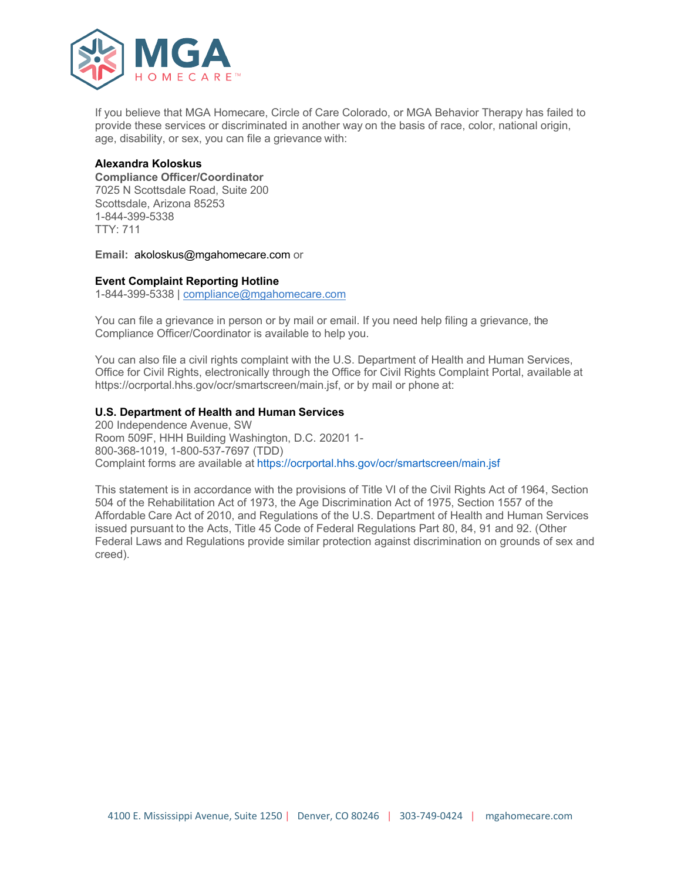If you believe that MGA Homecare, Circle of Care Colorado, or MGA Behavior Therapy has failed to provide these services or discriminated in another way on the basis of race, color, national origin, age, disability, or sex, you can file a grievance with:

**Alexandra Koloskus**
**Compliance Officer/Coordinator**
7025 N Scottsdale Road, Suite 200
Scottsdale, Arizona 85253
1-844-399-5338
TTY: 711

**Email:** akoloskus@mgahomecare.com or

**Event Complaint Reporting Hotline**
1-844-399-5338 | compliance@mgahomecare.com

You can file a grievance in person or by mail or email. If you need help filing a grievance, the Compliance Officer/Coordinator is available to help you.

You can also file a civil rights complaint with the U.S. Department of Health and Human Services, Office for Civil Rights, electronically through the Office for Civil Rights Complaint Portal, available at https://ocrportal.hhs.gov/ocr/smartscreen/main.jsf, or by mail or phone at:

**U.S. Department of Health and Human Services**
200 Independence Avenue, SW
Room 509F, HHH Building Washington, D.C. 20201 1-800-368-1019, 1-800-537-7697 (TDD)
Complaint forms are available at https://ocrportal.hhs.gov/ocr/smartscreen/main.jsf

This statement is in accordance with the provisions of Title VI of the Civil Rights Act of 1964, Section 504 of the Rehabilitation Act of 1973, the Age Discrimination Act of 1975, Section 1557 of the Affordable Care Act of 2010, and Regulations of the U.S. Department of Health and Human Services issued pursuant to the Acts, Title 45 Code of Federal Regulations Part 80, 84, 91 and 92. (Other Federal Laws and Regulations provide similar protection against discrimination on grounds of sex and creed).